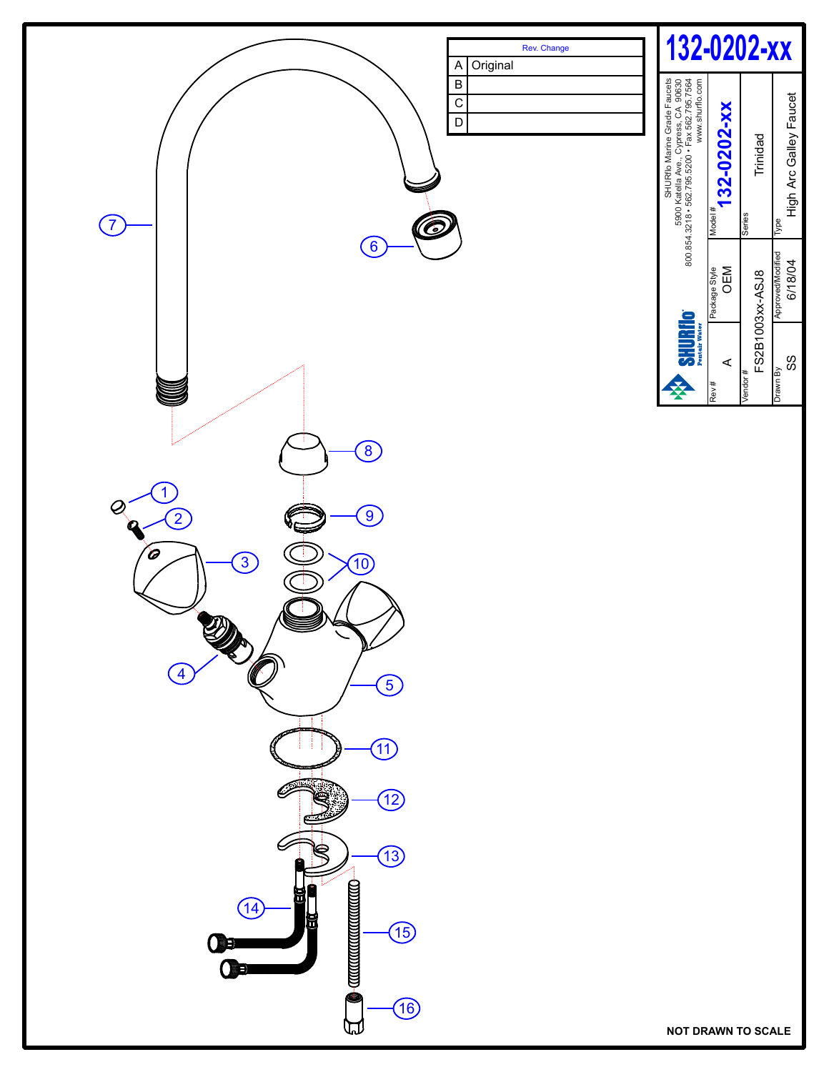# 132-0202-xx

| Rev. | Change |
|---|---|
| A | Original |
| B | |
| C | |
| D | |

SHURflo Marine Grade Faucets
5900 Katella Ave., Cypress, CA 90630
800.854.3218 • 562.795.5200 • Fax 562.795.7564
www.shurflo.com

SHURflo Pentair Water

| Rev # | Package Style | Model # |
|---|---|---|
| A | OEM | 132-0202-xx |

| Vendor # | Series |
|---|---|
| FS2B1003xx-ASJ8 | Trinidad |

| Drawn By | Approved/Modified | Type |
|---|---|---|
| SS | 6/18/04 | High Arc Galley Faucet |

1
2
3
4
5
6
7
8
9
10
11
12
13
14
15
16

**NOT DRAWN TO SCALE**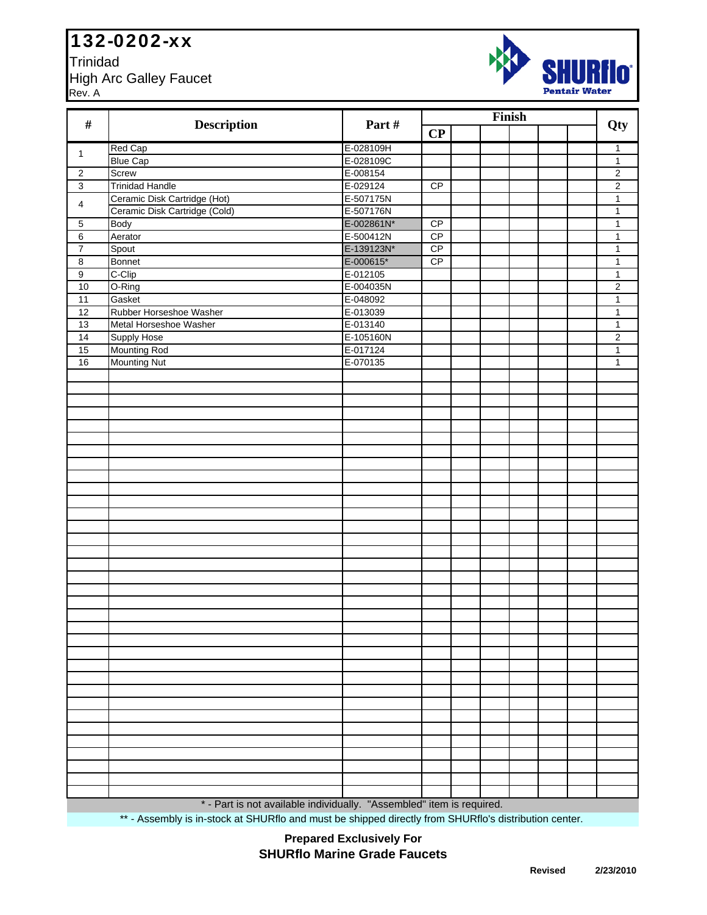# 132-0202-xx

Trinidad

High Arc Galley Faucet

Rev. A

SHURflo Pentair Water

| # | Description | Part # | Finish | | | | | | Qty |
|---|---|---|---|---|---|---|---|---|---|
| | | | CP | | | | | | |
| 1 | Red Cap | E-028109H | | | | | | | 1 |
| | Blue Cap | E-028109C | | | | | | | 1 |
| 2 | Screw | E-008154 | | | | | | | 2 |
| 3 | Trinidad Handle | E-029124 | CP | | | | | | 2 |
| 4 | Ceramic Disk Cartridge (Hot) | E-507175N | | | | | | | 1 |
| | Ceramic Disk Cartridge (Cold) | E-507176N | | | | | | | 1 |
| 5 | Body | E-002861N* | CP | | | | | | 1 |
| 6 | Aerator | E-500412N | CP | | | | | | 1 |
| 7 | Spout | E-139123N* | CP | | | | | | 1 |
| 8 | Bonnet | E-000615* | CP | | | | | | 1 |
| 9 | C-Clip | E-012105 | | | | | | | 1 |
| 10 | O-Ring | E-004035N | | | | | | | 2 |
| 11 | Gasket | E-048092 | | | | | | | 1 |
| 12 | Rubber Horseshoe Washer | E-013039 | | | | | | | 1 |
| 13 | Metal Horseshoe Washer | E-013140 | | | | | | | 1 |
| 14 | Supply Hose | E-105160N | | | | | | | 2 |
| 15 | Mounting Rod | E-017124 | | | | | | | 1 |
| 16 | Mounting Nut | E-070135 | | | | | | | 1 |

\* - Part is not available individually. "Assembled" item is required.

** - Assembly is in-stock at SHURflo and must be shipped directly from SHURflo's distribution center.

**Prepared Exclusively For**

**SHURflo Marine Grade Faucets**

**Revised** **2/23/2010**